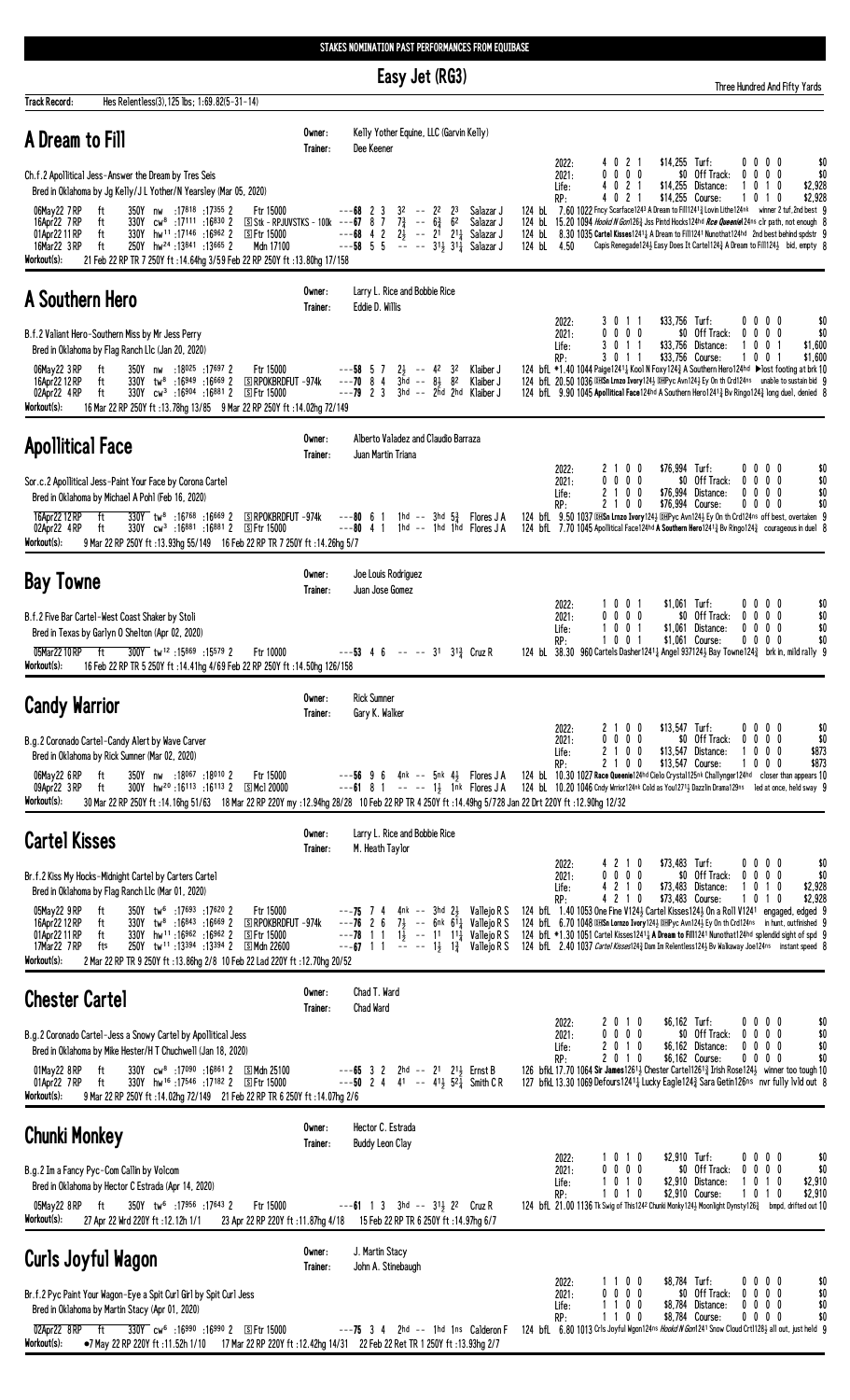STAKES NOMINATION PAST PERFORMANCES FROM EQUIBASE

# Easy Jet (RG3)

Three Hundred And Fifty Yards

**Track Record:** Hes Relentless(3),125 lbs; 1:69.82(5-31-14)

## A Dream to Fill

Owner: Kelly Yother Equine, LLC (Garvin Kelly)
Trainer: Dee Keener

Ch.f.2 Apollitical Jess-Answer the Dream by Tres Seis
Bred in Oklahoma by Jg Kelly/J L Yother/N Yearsley (Mar 05, 2020)

| | | | | | |
|---|---|---|---|---|---|
| 2022: | 4 0 2 1 | $14,255 | Turf: | 0 0 0 0 | $0 |
| 2021: | 0 0 0 0 | $0 | Off Track: | 0 0 0 0 | $0 |
| Life: | 4 0 2 1 | $14,255 | Distance: | 1 0 1 0 | $2,928 |
| RP: | 4 0 2 1 | $14,255 | Course: | 1 0 1 0 | $2,928 |

```
06May22 7RP   ft  350Y nw  :17818 :17355 2    Ftr 15000              ---68 2 3  3² -- 2² 2³  Salazar J  124 bL  7.60 1022 Frncy Scarface124³ A Dream to Fill124³ Lovin Lithe124hd  winner 2 tuf,2nd best 9
16Apr22 7RP   ft  330Y cw⁸ :17111 :16830 2    [S]Stk - RPJUVSTKS - 100k ---67 8 7  7¾ -- 6¾ 6²  Salazar J  124 bL 15.20 1094 Hookd N Gon126½ Jss Pintd Hocks124hd Rce Queenie124ns clr path, not enough 8
01Apr22 11RP  ft  330Y hw¹¹ :17146 :16962 2   [S]Ftr 15000           ---68 4 2  2½ -- 2¹ 2¼  Salazar J  124 bL  8.30 1035 Cartel Kisses124¼ A Dream to Fill124¹ Nunothat124hd 2nd best behind spdstr 9
16Mar22 3RP   ft  250Y hw²⁴ :13841 :13665 2   Mdn 17100              ---58 5 5  -- -- 3½ 3¼  Salazar J  124 bL  4.50      Capis Renegade124½ Easy Does It Cartel124¾ A Dream to Fill124¼  bid, empty 8
```

**Workout(s):** 21 Feb 22 RP 250Y ft :14.64hg 3/59 Feb 22 RP 250Y ft :13.80hg 17/158

## A Southern Hero

Owner: Larry L. Rice and Bobbie Rice
Trainer: Eddie D. Willis

B.f.2 Valiant Hero-Southern Miss by Mr Jess Perry
Bred in Oklahoma by Flag Ranch Llc (Jan 20, 2020)

| | | | | | |
|---|---|---|---|---|---|
| 2022: | 3 0 1 1 | $33,756 | Turf: | 0 0 0 0 | $0 |
| 2021: | 0 0 0 0 | $0 | Off Track: | 0 0 0 0 | $0 |
| Life: | 3 0 1 1 | $33,756 | Distance: | 1 0 0 1 | $1,600 |
| RP: | 3 0 1 1 | $33,756 | Course: | 1 0 0 1 | $1,600 |

```
06May22 3RP   ft  350Y nw  :18025 :17697 2    Ftr 15000              ---58 5 7  2½ -- 4² 3²  Klaiber J  124 bfL *1.40 1044 Paige124¹¼ Kool N Foxy124½ A Southern Hero124hd ▶lost footing at brk 10
16Apr22 12RP  ft  330Y tw⁸ :16949 :16669 2    [S]RPOKBRDFUT -974k     ---70 8 4  3hd -- 8½ 8²  Klaiber J  124 bfL 20.50 1036 [S]Sn Lrnzo Ivory124½ [S]Pyc Avn124½ Ey On th Crd124ns  unable to sustain bid 9
02Apr22 4RP   ft  330Y cw³ :16904 :16881 2    [S]Ftr 15000           ---79 2 3  3hd -- 2hd 2hd  Klaiber J  124 bfL  9.90 1045 Apollitical Face124hd A Southern Hero124¹¼ Bv Ringo124¾ long duel, denied 8
```

**Workout(s):** 16 Mar 22 RP 250Y ft :13.78hg 13/85 9 Mar 22 RP 250Y ft :14.02hg 72/149

## Apollitical Face

Owner: Alberto Valadez and Claudio Barraza
Trainer: Juan Martin Triana

Sor.c.2 Apollitical Jess-Paint Your Face by Corona Cartel
Bred in Oklahoma by Michael A Pohl (Feb 16, 2020)

| | | | | | |
|---|---|---|---|---|---|
| 2022: | 2 1 0 0 | $76,994 | Turf: | 0 0 0 0 | $0 |
| 2021: | 0 0 0 0 | $0 | Off Track: | 0 0 0 0 | $0 |
| Life: | 2 1 0 0 | $76,994 | Distance: | 0 0 0 0 | $0 |
| RP: | 2 1 0 0 | $76,994 | Course: | 0 0 0 0 | $0 |

```
16Apr22 12RP  ft  330Y tw⁸ :16768 :16669 2    [S]RPOKBRDFUT -974k     ---80 6 1  1hd -- 3hd 5¾  Flores J A  124 bL  9.50 1037 [S]Sn Lrnzo Ivory124½ [S]Pyc Avn124½ Ey On th Crd124ns off best, overtaken 9
02Apr22 4RP   ft  330Y cw³ :16881 :16881 2    [S]Ftr 15000           ---80 4 1  1hd -- 1hd 1hd  Flores J A  124 bL  7.70 1045 Apollitical Face124hd A Southern Hero124¹¼ Bv Ringo124¾ courageous in duel 8
```

**Workout(s):** 9 Mar 22 RP 250Y ft :13.93hg 55/149 16 Feb 22 RP TR 7 250Y ft :14.26hg 5/7

## Bay Towne

Owner: Joe Louis Rodriguez
Trainer: Juan Jose Gomez

B.f.2 Five Bar Cartel-West Coast Shaker by Stoli
Bred in Texas by Garlyn O Shelton (Apr 02, 2020)

| | | | | | |
|---|---|---|---|---|---|
| 2022: | 1 0 0 1 | $1,061 | Turf: | 0 0 0 0 | $0 |
| 2021: | 0 0 0 0 | $0 | Off Track: | 0 0 0 0 | $0 |
| Life: | 1 0 0 1 | $1,061 | Distance: | 0 0 0 0 | $0 |
| RP: | 1 0 0 1 | $1,061 | Course: | 0 0 0 0 | $0 |

```
05Mar22 10RP  ft  300Y tw¹² :15869 :15579 2   Ftr 10000              ---53 4 6  -- -- 3¹ 3¹¾  Cruz R  124 bL 38.30 960 Cartels Dasher124¹¼ Angel 937124½ Bay Towne124¾  brk in, mild rally 9
```

**Workout(s):** 16 Feb 22 RP TR 5 250Y ft :14.41hg 4/69 Feb 22 RP 250Y ft :14.50hg 126/158

## Candy Warrior

Owner: Rick Sumner
Trainer: Gary K. Walker

B.g.2 Coronado Cartel-Candy Alert by Wave Carver
Bred in Oklahoma by Rick Sumner (Mar 02, 2020)

| | | | | | |
|---|---|---|---|---|---|
| 2022: | 2 1 0 0 | $13,547 | Turf: | 0 0 0 0 | $0 |
| 2021: | 0 0 0 0 | $0 | Off Track: | 0 0 0 0 | $0 |
| Life: | 2 1 0 0 | $13,547 | Distance: | 1 0 0 0 | $873 |
| RP: | 2 1 0 0 | $13,547 | Course: | 1 0 0 0 | $873 |

```
06May22 6RP   ft  350Y nw  :18067 :18010 2    Ftr 15000              ---56 9 6  4nk -- 5nk 4½  Flores J A  124 bL 10.30 1027 Race Queenie124hd Cielo Crystal125nk Challynger124hd  closer than appears 10
09Apr22 3RP   ft  300Y hw²⁰ :16113 :16113 2   [S]Mcl 20000           ---61 8 1  -- -- 1½ 1nk  Flores J A  124 bL 10.20 1046 Cndy Wrrior124nk Cold as You127¹½ Dazzlin Drama129ns  led at once, held sway 9
```

**Workout(s):** 30 Mar 22 RP 250Y ft :14.16hg 51/63 18 Mar 22 RP 220Y my :12.94hg 28/28 10 Feb 22 RP TR 4 250Y ft :14.49hg 5/728 Jan 22 Drt 220Y ft :12.90hg 12/32

## Cartel Kisses

Owner: Larry L. Rice and Bobbie Rice
Trainer: M. Heath Taylor

Br.f.2 Kiss My Hocks-Midnight Cartel by Carters Cartel
Bred in Oklahoma by Flag Ranch Llc (Mar 01, 2020)

| | | | | | |
|---|---|---|---|---|---|
| 2022: | 4 2 1 0 | $73,483 | Turf: | 0 0 0 0 | $0 |
| 2021: | 0 0 0 0 | $0 | Off Track: | 0 0 0 0 | $0 |
| Life: | 4 2 1 0 | $73,483 | Distance: | 1 0 1 0 | $2,928 |
| RP: | 4 2 1 0 | $73,483 | Course: | 1 0 1 0 | $2,928 |

```
05May22 9RP   ft  350Y tw⁶ :17693 :17620 2    Ftr 15000              ---75 7 4  4nk -- 3hd 2½  Vallejo R S  124 bfL  1.40 1053 One Fine V124½ Cartel Kisses124¼ On a Roll V124¹  engaged, edged 9
16Apr22 12RP  ft  330Y tw⁸ :16843 :16669 2    [S]RPOKBRDFUT -974k     ---76 2 6  7½ -- 6nk 6¹¼  Vallejo R S  124 bfL  6.70 1048 [S]Sn Lrnzo Ivory124½ [S]Pyc Avn124½ Ey On th Crd124ns  in hunt, outfinished 9
01Apr22 11RP  ft  330Y hw¹¹ :16962 :16962 2   [S]Ftr 15000           ---78 1 1  1½ -- 1¹ 1¹¼  Vallejo R S  124 bfL *1.30 1051 Cartel Kisses124¹¼ A Dream to Fill124¹ Nunothat124hd  splendid sight of spd 9
17Mar22 7RP   fts 250Y tw¹¹ :13394 :13394 2   [S]Mdn 22600           ---67 1 1  -- -- 1½ 1¾  Vallejo R S  124 bfL  2.40 1037 Cartel Kisses124¾ Dam Im Relentless124½ Bv Walkaway Joe124ns  instant speed 8
```

**Workout(s):** 2 Mar 22 RP TR 9 250Y ft :13.86hg 2/8 10 Feb 22 Lad 220Y ft :12.70hg 20/52

## Chester Cartel

Owner: Chad T. Ward
Trainer: Chad Ward

B.g.2 Coronado Cartel-Jess a Snowy Cartel by Apollitical Jess
Bred in Oklahoma by Mike Hester/H T Chuchwell (Jan 18, 2020)

| | | | | | |
|---|---|---|---|---|---|
| 2022: | 2 0 1 0 | $6,162 | Turf: | 0 0 0 0 | $0 |
| 2021: | 0 0 0 0 | $0 | Off Track: | 0 0 0 0 | $0 |
| Life: | 2 0 1 0 | $6,162 | Distance: | 0 0 0 0 | $0 |
| RP: | 2 0 1 0 | $6,162 | Course: | 0 0 0 0 | $0 |

```
01May22 8RP   ft  330Y cw⁸ :17090 :16861 2    [S]Mdn 25100           ---65 3 2  2hd -- 2¹ 2¹½  Ernst B  126 bfkL 17.70 1064 Sir James126¹½ Chester Cartel126¹½ Irish Rose124½  winner too tough 10
01Apr22 7RP   ft  330Y hw¹⁶ :17546 :17182 2   [S]Ftr 15000           ---50 2 4  4¹ -- 4¹½ 5²¼  Smith C R  127 bfkL 13.30 1069 Defours124¹¼ Lucky Eagle124¾ Sara Getin126ns  nvr fully lvld out 8
```

**Workout(s):** 9 Mar 22 RP 250Y ft :14.02hg 72/149 21 Feb 22 RP TR 6 250Y ft :14.07hg 2/6

## Chunki Monkey

Owner: Hector C. Estrada
Trainer: Buddy Leon Clay

B.g.2 Im a Fancy Pyc-Com Callin by Volcom
Bred in Oklahoma by Hector C Estrada (Apr 14, 2020)

| | | | | | |
|---|---|---|---|---|---|
| 2022: | 1 0 1 0 | $2,910 | Turf: | 0 0 0 0 | $0 |
| 2021: | 0 0 0 0 | $0 | Off Track: | 0 0 0 0 | $0 |
| Life: | 1 0 1 0 | $2,910 | Distance: | 1 0 1 0 | $2,910 |
| RP: | 1 0 1 0 | $2,910 | Course: | 1 0 1 0 | $2,910 |

```
05May22 8RP   ft  350Y tw⁶ :17956 :17643 2    Ftr 15000              ---61 1 3  3hd -- 3¹½ 2²  Cruz R  124 bfL 21.00 1136 Tk Swig of This124² Chunki Monky124½ Moonlight Dynsty126¾  bmpd, drifted out 10
```

**Workout(s):** 27 Apr 22 Wrd 220Y ft :12.12h 1/1 23 Apr 22 RP 220Y ft :11.87hg 4/18 15 Feb 22 RP TR 6 250Y ft :14.97hg 6/7

## Curls Joyful Wagon

Owner: J. Martin Stacy
Trainer: John A. Stinebaugh

Br.f.2 Pyc Paint Your Wagon-Eye a Spit Curl Girl by Spit Curl Jess
Bred in Oklahoma by Martin Stacy (Apr 01, 2020)

| | | | | | |
|---|---|---|---|---|---|
| 2022: | 1 1 0 0 | $8,784 | Turf: | 0 0 0 0 | $0 |
| 2021: | 0 0 0 0 | $0 | Off Track: | 0 0 0 0 | $0 |
| Life: | 1 1 0 0 | $8,784 | Distance: | 0 0 0 0 | $0 |
| RP: | 1 1 0 0 | $8,784 | Course: | 0 0 0 0 | $0 |

```
02Apr22 8RP   ft  330Y cw⁶ :16990 :16990 2    [S]Ftr 15000           ---75 3 4  2hd -- 1hd 1ns  Calderon F  124 bfL  6.80 1013 Crls Joyful Wgon124ns Hookd N Gon124¹ Snow Cloud Crtl128½ all out, just held 9
```

**Workout(s):** •7 May 22 RP 220Y ft :11.52h 1/10 17 Mar 22 RP 220Y ft :12.42hg 14/31 22 Feb 22 Ret TR 1 250Y ft :13.93hg 2/7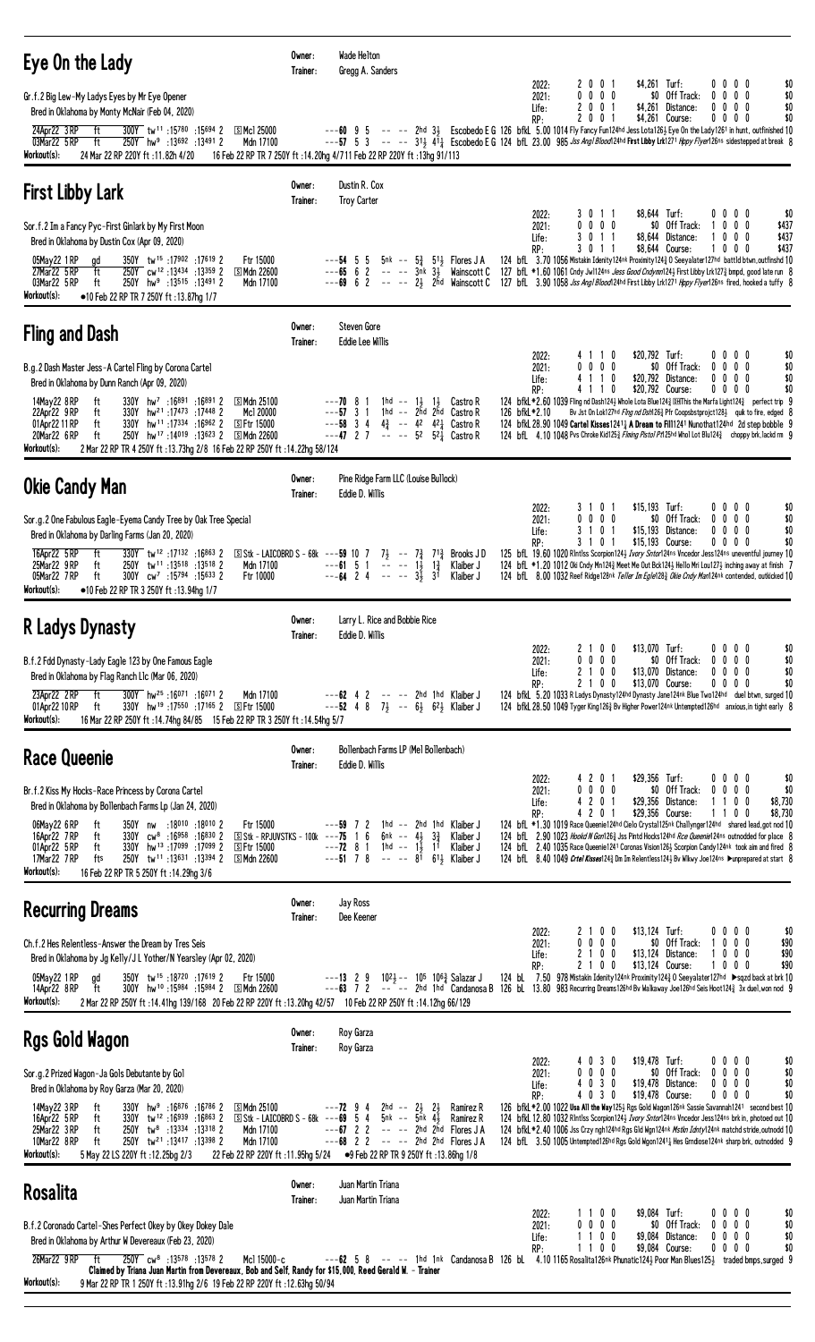## Eye On the Lady

Owner: Wade Helton
Trainer: Gregg A. Sanders

Gr.f.2 Big Lev-My Ladys Eyes by Mr Eye Opener
Bred in Oklahoma by Monty McNair (Feb 04, 2020)

| | | | | | | | | | | | |
|---|---|---|---|---|---|---|---|---|---|---|---|
| 2022: | 2 | 0 | 0 | 1 | $4,261 | Turf: | 0 | 0 | 0 | 0 | $0 |
| 2021: | 0 | 0 | 0 | 0 | $0 | Off Track: | 0 | 0 | 0 | 0 | $0 |
| Life: | 2 | 0 | 0 | 1 | $4,261 | Distance: | 0 | 0 | 0 | 0 | $0 |
| RP: | 2 | 0 | 0 | 1 | $4,261 | Course: | 0 | 0 | 0 | 0 | $0 |

24Apr22 3RP ft 300Y tw11 :15780 :15694 2 [S]Mcl 25000 ---60 9 5 -- -- 2hd 3½ Escobedo E G 126 bfkL 5.00 1014 Fly Fancy Fun124hd Jess Lota126½ Eye On the Lady1261 in hunt, outfinished 10
03Mar22 5RP ft 250Y hw9 :13692 :13491 2 Mdn 17100 ---57 5 3 -- -- 3½ 4½ Escobedo E G 124 bfL 23.00 985 Jss Angl Blood124hd First Libby Lrk1271 Hppy Flyer126ns sidestepped at break 8
Workout(s): 24 Mar 22 RP 220Y ft :11.82h 4/20 16 Feb 22 RP TR 7 250Y ft :14.20hg 4/711 Feb 22 RP 220Y ft :13hg 91/113

## First Libby Lark

Owner: Dustin R. Cox
Trainer: Troy Carter

Sor.f.2 Im a Fancy Pyc-First Ginlark by My First Moon
Bred in Oklahoma by Dustin Cox (Apr 09, 2020)

| | | | | | | | | | | | |
|---|---|---|---|---|---|---|---|---|---|---|---|
| 2022: | 3 | 0 | 1 | 1 | $8,644 | Turf: | 0 | 0 | 0 | 0 | $0 |
| 2021: | 0 | 0 | 0 | 0 | $0 | Off Track: | 1 | 0 | 0 | 0 | $437 |
| Life: | 3 | 0 | 1 | 1 | $8,644 | Distance: | 1 | 0 | 0 | 0 | $437 |
| RP: | 3 | 0 | 1 | 1 | $8,644 | Course: | 1 | 0 | 0 | 0 | $437 |

05May22 1RP gd 350Y tw15 :17902 :17619 2 Ftr 15000 ---54 5 5 5nk -- 5¾ 5½ Flores J A 124 bfL 3.70 1056 Mistakin Idenity124nk Proximity124¾ O Seeyalater127hd battld btwn,outfinshd 10
27Mar22 5RP ft 250Y cw12 :13434 :13359 2 [S]Mdn 22600 ---65 6 2 -- -- 3nk 3½ Wainscott C 127 bfL *1.60 1061 Cndy Jwl124ns Jess Good Cndymn124½ First Libby Lrk127¾ bmpd, good late run 8
03Mar22 5RP ft 250Y hw9 :13515 :13491 2 Mdn 17100 ---69 6 2 -- -- 2½ 2hd Wainscott C 127 bfL 3.90 1058 Jss Angl Blood124hd First Libby Lrk1271 Hppy Flyer126ns fired, hooked a tuffy 8
Workout(s): ●10 Feb 22 RP TR 7 250Y ft :13.87hg 1/7

## Fling and Dash

Owner: Steven Gore
Trainer: Eddie Lee Willis

B.g.2 Dash Master Jess-A Cartel Fling by Corona Cartel
Bred in Oklahoma by Dunn Ranch (Apr 09, 2020)

| | | | | | | | | | | | |
|---|---|---|---|---|---|---|---|---|---|---|---|
| 2022: | 4 | 1 | 1 | 0 | $20,792 | Turf: | 0 | 0 | 0 | 0 | $0 |
| 2021: | 0 | 0 | 0 | 0 | $0 | Off Track: | 0 | 0 | 0 | 0 | $0 |
| Life: | 4 | 1 | 1 | 0 | $20,792 | Distance: | 0 | 0 | 0 | 0 | $0 |
| RP: | 4 | 1 | 1 | 0 | $20,792 | Course: | 0 | 0 | 0 | 0 | $0 |

14May22 8RP ft 330Y hw7 :16891 :16891 2 [S]Mdn 25100 ---70 8 1 1hd -- 1½ 1½ Castro R 124 bfkL*2.60 1039 Flng nd Dsh124½ Whole Lota Blue124¾ IlltThis the Marfa Light124¾ perfect trip 9
22Apr22 9RP ft 330Y hw21 :17473 :17448 2 Mcl 20000 ---57 3 1 1hd -- 2hd 2hd Castro R 126 bfkL*2.10 Bv Jst On Lok127hd Flng nd Dsh126½ Pfr Coopsbstprojct128½ quik to fire, edged 8
01Apr22 11RP ft 330Y hw11 :17334 :16962 2 [S]Ftr 15000 ---58 3 4 4¾ -- 42 42¼ Castro R 124 bfkL 28.90 1049 Cartel Kisses1241½ A Dream to Fill1241 Nunothat124hd 2d step bobble 9
20Mar22 6RP ft 250Y hw17 :14019 :13623 2 [S]Mdn 22600 ---47 2 7 -- -- 52 52¾ Castro R 124 bfL 4.10 1048 Pvs Chroke Kid125¾ Fining Pistol Pt125hd Whol Lot Blu124¾ choppy brk,lackd rm 9
Workout(s): 2 Mar 22 RP TR 4 250Y ft :13.73hg 2/8 16 Feb 22 RP 250Y ft :14.22hg 58/124

## Okie Candy Man

Owner: Pine Ridge Farm LLC (Louise Bullock)
Trainer: Eddie D. Willis

Sor.g.2 One Fabulous Eagle-Eyema Candy Tree by Oak Tree Special
Bred in Oklahoma by Darling Farms (Jan 20, 2020)

| | | | | | | | | | | | |
|---|---|---|---|---|---|---|---|---|---|---|---|
| 2022: | 3 | 1 | 0 | 1 | $15,193 | Turf: | 0 | 0 | 0 | 0 | $0 |
| 2021: | 0 | 0 | 0 | 0 | $0 | Off Track: | 0 | 0 | 0 | 0 | $0 |
| Life: | 3 | 1 | 0 | 1 | $15,193 | Distance: | 0 | 0 | 0 | 0 | $0 |
| RP: | 3 | 1 | 0 | 1 | $15,193 | Course: | 0 | 0 | 0 | 0 | $0 |

16Apr22 5RP ft 330Y tw12 :17132 :16863 2 [S]Stk - LAICOBRD S - 68k ---59 10 7 7½ -- 7¾ 7¾ Brooks J D 125 bfL 19.60 1020 Rlntlss Scorpion124½ Ivory Sntor124ns Vncedor Jess124ns uneventful journey 10
25Mar22 9RP ft 250Y tw11 :13518 :13518 2 Mdn 17100 ---61 5 1 -- -- 1½ 1¾ Klaiber J 124 bfL *1.20 1012 Oki Cndy Mn124¾ Meet Me Out Bck124½ Hello Mri Lou127¾ inching away at finish 7
05Mar22 7RP ft 300Y cw7 :15794 :15633 2 Ftr 10000 ---64 2 4 -- -- 3½ 3¹ Klaiber J 124 bfL 8.00 1032 Reef Ridge128nk Teller Im Eglet28½ Okie Cndy Man124nk contended, outkicked 10
Workout(s): ●10 Feb 22 RP TR 3 250Y ft :13.94hg 1/7

## R Ladys Dynasty

Owner: Larry L. Rice and Bobbie Rice
Trainer: Eddie D. Willis

B.f.2 Fdd Dynasty-Lady Eagle 123 by One Famous Eagle
Bred in Oklahoma by Flag Ranch Llc (Mar 06, 2020)

| | | | | | | | | | | | |
|---|---|---|---|---|---|---|---|---|---|---|---|
| 2022: | 2 | 1 | 0 | 0 | $13,070 | Turf: | 0 | 0 | 0 | 0 | $0 |
| 2021: | 0 | 0 | 0 | 0 | $0 | Off Track: | 0 | 0 | 0 | 0 | $0 |
| Life: | 2 | 1 | 0 | 0 | $13,070 | Distance: | 0 | 0 | 0 | 0 | $0 |
| RP: | 2 | 1 | 0 | 0 | $13,070 | Course: | 0 | 0 | 0 | 0 | $0 |

23Apr22 2RP ft 300Y hw25 :16071 :16071 2 Mdn 17100 ---62 4 2 -- -- 2hd 1hd Klaiber J 124 bfL 5.20 1033 R Ladys Dynasty124hd Dynasty Jane124nk Blue Two124hd duel btwn, surged 10
01Apr22 10RP ft 330Y hw19 :17550 :17165 2 [S]Ftr 15000 ---52 4 8 7½ -- 6½ 6²½ Klaiber J 124 bfkL 28.50 1049 Tyger King126¾ Bv Higher Power124nk Untempted126hd anxious,in tight early 8
Workout(s): 16 Mar 22 RP 250Y ft :14.74hg 84/85 15 Feb 22 RP TR 3 250Y ft :14.54hg 5/7

## Race Queenie

Owner: Bollenbach Farms LP (Mel Bollenbach)
Trainer: Eddie D. Willis

Br.f.2 Kiss My Hocks-Race Princess by Corona Cartel
Bred in Oklahoma by Bollenbach Farms Lp (Jan 24, 2020)

| | | | | | | | | | | | |
|---|---|---|---|---|---|---|---|---|---|---|---|
| 2022: | 4 | 2 | 0 | 1 | $29,356 | Turf: | 0 | 0 | 0 | 0 | $0 |
| 2021: | 0 | 0 | 0 | 0 | $0 | Off Track: | 0 | 0 | 0 | 0 | $0 |
| Life: | 4 | 2 | 0 | 1 | $29,356 | Distance: | 1 | 1 | 0 | 0 | $8,730 |
| RP: | 4 | 2 | 0 | 1 | $29,356 | Course: | 1 | 1 | 0 | 0 | $8,730 |

06May22 6RP ft 350Y nw :18010 :18010 2 Ftr 15000 ---59 7 2 1hd -- 2hd 1hd Klaiber J 124 bfL *1.30 1019 Race Queenie124hd Cielo Crystal125nk Challynger124hd shared lead,got nod 10
16Apr22 7RP ft 330Y cw8 :16958 :16830 2 [S]Stk - RPJUVSTKS - 100k ---75 1 6 6nk -- 4½ 3¾ Klaiber J 124 bfL 2.90 1023 Hookd N Gon126½ Jss Pintd Hocks124hd Rce Queenie124ns outnodded for place 8
01Apr22 5RP ft 330Y hw13 :17099 :17099 2 [S]Ftr 15000 ---72 8 1 1hd -- 1½ 1¹ Klaiber J 124 bfL 2.40 1035 Race Queenie1241 Coronas Vision126½ Scorpion Candy124nk took aim and fired 8
17Mar22 7RP fts 250Y tw11 :13631 :13394 2 [S]Mdn 22600 ---51 7 8 -- -- 8¹ 6¹½ Klaiber J 124 bfL 8.40 1049 Crtel Kisses124¾ Dm Im Relentless124½ Bv Wlkwy Joe124ns ►unprepared at start 8
Workout(s): 16 Feb 22 RP TR 5 250Y ft :14.29hg 3/6

## Recurring Dreams

Owner: Jay Ross
Trainer: Dee Keener

Ch.f.2 Hes Relentless-Answer the Dream by Tres Seis
Bred in Oklahoma by Jg Kelly/J L Yother/N Yearsley (Apr 02, 2020)

| | | | | | | | | | | | |
|---|---|---|---|---|---|---|---|---|---|---|---|
| 2022: | 2 | 1 | 0 | 0 | $13,124 | Turf: | 0 | 0 | 0 | 0 | $0 |
| 2021: | 0 | 0 | 0 | 0 | $0 | Off Track: | 1 | 0 | 0 | 0 | $90 |
| Life: | 2 | 1 | 0 | 0 | $13,124 | Distance: | 1 | 0 | 0 | 0 | $90 |
| RP: | 2 | 1 | 0 | 0 | $13,124 | Course: | 1 | 0 | 0 | 0 | $90 |

05May22 1RP gd 350Y tw15 :18720 :17619 2 Ftr 15000 ---13 2 9 10²½ -- 10⁵ 10⁶¾ Salazar J 124 bL 7.50 978 Mistakin Idenity124nk Proximity124¾ O Seeyalater127hd ►sqzd back at brk 10
14Apr22 8RP ft 300Y hw10 :15984 :15984 2 [S]Mdn 22600 ---63 7 2 -- -- 2hd 1hd Candanosa B 126 bL 13.80 983 Recurring Dreams126hd Bv Walkaway Joe126hd Seis Hoot124¾ 3x duel,won nod 9
Workout(s): 2 Mar 22 RP 250Y ft :14.41hg 139/168 20 Feb 22 RP 220Y ft :13.20hg 42/57 10 Feb 22 RP 250Y ft :14.12hg 66/129

## Rgs Gold Wagon

Owner: Roy Garza
Trainer: Roy Garza

Sor.g.2 Prized Wagon-Ja Gols Debutante by Gol
Bred in Oklahoma by Roy Garza (Mar 20, 2020)

| | | | | | | | | | | | |
|---|---|---|---|---|---|---|---|---|---|---|---|
| 2022: | 4 | 0 | 3 | 0 | $19,478 | Turf: | 0 | 0 | 0 | 0 | $0 |
| 2021: | 0 | 0 | 0 | 0 | $0 | Off Track: | 0 | 0 | 0 | 0 | $0 |
| Life: | 4 | 0 | 3 | 0 | $19,478 | Distance: | 0 | 0 | 0 | 0 | $0 |
| RP: | 4 | 0 | 3 | 0 | $19,478 | Course: | 0 | 0 | 0 | 0 | $0 |

14May22 3RP ft 330Y hw9 :16876 :16786 2 [S]Mdn 25100 ---72 9 4 2hd -- 2½ 2½ Ramirez R 126 bfkL*2.00 1022 Usa All the Way125½ Rgs Gold Wagon126nk Sassie Savannah1261 second best 10
16Apr22 5RP ft 330Y tw12 :16939 :16863 2 [S]Stk - LAICOBRD S - 68k ---69 5 4 5nk -- 5nk 4½ Ramirez R 124 bfkL 12.80 1032 Rlntlss Scorpion124½ Ivory Sntor124ns Vncedor Jess124ns brk in, photoed out 10
25Mar22 3RP ft 250Y tw8 :13334 :13318 2 Mdn 17100 ---67 2 2 -- -- 2hd 2hd Flores J A 124 bfkL*2.40 1006 Jss Crzy ngh124hd Rgs Gld Wgn124nk Mstlin Idnty124nk matchd stride,outnodd 10
10Mar22 8RP ft 250Y tw21 :13417 :13398 2 Mdn 17100 ---68 2 2 -- -- 2hd 2hd Flores J A 124 bfL 3.50 1005 Untempted126hd Rgs Gold Wgon1241½ Hes Gmdiose124nk sharp brk, outnodded 9
Workout(s): 5 May 22 LS 220Y ft :12.25bg 2/3 22 Feb 22 RP 220Y ft :11.95hg 5/24 ●9 Feb 22 RP TR 9 250Y ft :13.86hg 1/8

## Rosalita

Owner: Juan Martin Triana
Trainer: Juan Martin Triana

B.f.2 Coronado Cartel-Shes Perfect Okey by Okey Dokey Dale
Bred in Oklahoma by Arthur W Devereaux (Feb 23, 2020)

| | | | | | | | | | | | |
|---|---|---|---|---|---|---|---|---|---|---|---|
| 2022: | 1 | 1 | 0 | 0 | $9,084 | Turf: | 0 | 0 | 0 | 0 | $0 |
| 2021: | 0 | 0 | 0 | 0 | $0 | Off Track: | 0 | 0 | 0 | 0 | $0 |
| Life: | 1 | 1 | 0 | 0 | $9,084 | Distance: | 0 | 0 | 0 | 0 | $0 |
| RP: | 1 | 1 | 0 | 0 | $9,084 | Course: | 0 | 0 | 0 | 0 | $0 |

26Mar22 9RP ft 250Y cw8 :13578 :13578 2 Mcl 15000-c ---62 5 8 -- -- 1hd 1nk Candanosa B 126 bL 4.10 1165 Rosalita126nk Phunatic124¾ Poor Man Blues125½ traded bmps,surged 9
Claimed by Triana Juan Martin from Devereaux, Bob and Self, Randy for $15,000, Reed Gerald W. - Trainer
Workout(s): 9 Mar 22 RP TR 1 250Y ft :13.91hg 2/6 19 Feb 22 RP 220Y ft :12.63hg 50/94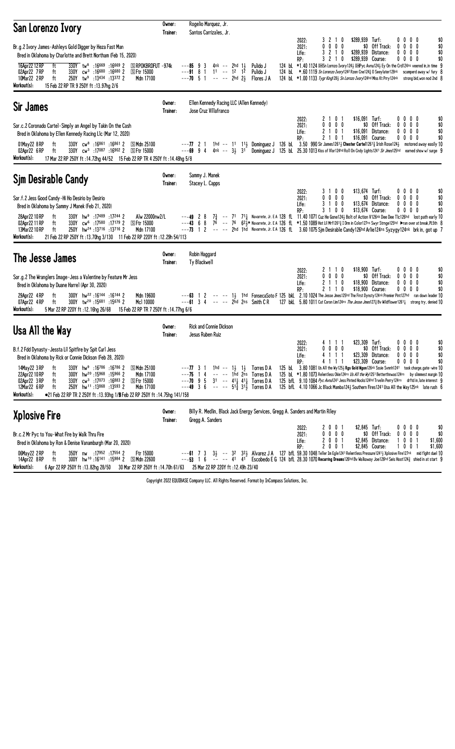## San Lorenzo Ivory

Owner: Rogelio Marquez, Jr.
Trainer: Santos Carrizales, Jr.

Br.g.2 Ivory James-Ashleys Gold Digger by Heza Fast Man
Bred in Oklahoma by Charlotte and Brett Northam (Feb 15, 2020)

| | | | | | | |
|---|---|---|---|---|---|---|
| 2022: | 3 2 1 0 | $289,939 | Turf: | 0 0 0 0 | $0 |
| 2021: | 0 0 0 0 | $0 | Off Track: | 0 0 0 0 | $0 |
| Life: | 3 2 1 0 | $289,939 | Distance: | 0 0 0 0 | $0 |
| RP: | 3 2 1 0 | $289,939 | Course: | 0 0 0 0 | $0 |

16Apr22 12RP ft 330Y tw8 :16669 :16669 2 S RPOKBRDFUT -974k ---85 9 3 4nk -- 2hd 1½ Pulido J 124 bL *1.40 1124 S San Lorenzo Ivory124½ S Pyc Avnu124½ Ey On the Crd124ns veered in,in time 9
02Apr22 7RP ft 330Y cw3 :16680 :16680 2 S Ftr 15000 ---91 8 1 11 -- 12 12 Pulido J 124 bL *.60 1119 *San Lorenzo Ivory*1242 Rzen Cne124¾ O Seeyl ater128nk scampered away w/ fury 8
10Mar22 2RP ft 250Y tw9 :13434 :13372 2 Mdn 17100 ---70 5 1 -- -- 2hd 2½ Flores J A 124 bL *1.00 1133 *Tygr King*128½ *Sn Lorenzo Ivory*124hd Miss Kt Prry124nk strong bid,won nod 2nd 8
Workout(s): 15 Feb 22 RP TR 9 250Y ft :13.97hg 2/6

## Sir James

Owner: Ellen Kennedy Racing LLC (Allen Kennedy)
Trainer: Jose Cruz Villafranco

Sor.c.2 Coronado Cartel-Simply an Angel by Takin On the Cash
Bred in Oklahoma by Ellen Kennedy Racing Llc (Mar 12, 2020)

| | | | | | | |
|---|---|---|---|---|---|---|
| 2022: | 2 1 0 1 | $16,091 | Turf: | 0 0 0 0 | $0 |
| 2021: | 0 0 0 0 | $0 | Off Track: | 0 0 0 0 | $0 |
| Life: | 2 1 0 1 | $16,091 | Distance: | 0 0 0 0 | $0 |
| RP: | 2 1 0 1 | $16,091 | Course: | 0 0 0 0 | $0 |

01May22 8RP ft 330Y cw8 :16861 :16861 2 S Mdn 25100 ---77 2 1 1hd -- 11 11½ Dominguez J 126 bL 3.50 990 Sir James126 1½ **Chester Carte**l126 1½ Irish Rose124½ motored away easily 10
02Apr22 6RP ft 330Y cw3 :17087 :16902 2 S Ftr 15000 ---69 9 4 4nk -- 3½ 31 Dominguez J 125 bL 25.30 1013 Kiss of Vlor124hd Roll On Cndy Lights1241 *Sir Jmes*125hd earned show w/ surge 9
Workout(s): 17 Mar 22 RP 250Y ft :14.72hg 44/52 15 Feb 22 RP TR 4 250Y ft :14.48hg 5/8

## Sjm Desirable Candy

Owner: Sammy J. Manek
Trainer: Stacey L. Capps

Sor.f.2 Jess Good Candy-Hi Ho Desirio by Desirio
Bred in Oklahoma by Sammy J Manek (Feb 21, 2020)

| | | | | | | |
|---|---|---|---|---|---|---|
| 2022: | 3 1 0 0 | $13,674 | Turf: | 0 0 0 0 | $0 |
| 2021: | 0 0 0 0 | $0 | Off Track: | 0 0 0 0 | $0 |
| Life: | 3 1 0 0 | $13,674 | Distance: | 0 0 0 0 | $0 |
| RP: | 3 1 0 0 | $13,674 | Course: | 0 0 0 0 | $0 |

28Apr22 10RP ft 330Y hw9 :17489 :17244 2 Alw 22000nw2/L ---49 2 8 7¾ -- 71 71¼ Navarrete, Jr. E A 128 fL 11.40 1071 Coz He Gone124½ Bolt of Action V126nk Dee Dee Tlc126hd lost path early 10
02Apr22 11RP ft 330Y cw6 :17580 :17179 2 S Ftr 15000 ---43 6 8 76 -- 76 62¾* Navarrete, Jr. E A 126 fL *1.50 1089 Hot Lil Mr f126 1¾ I Dm in Color127ns Swyr Strnge125hd ▶ran over at break.PL5th 8
13Mar22 10RP ft 250Y hw24 :13716 :13716 2 Mdn 17100 ---73 1 2 -- -- 2hd 1hd Navarrete, Jr. E A 126 fL 3.60 1075 Sjm Desirable Candy126hd Arlie124ns Syzygy124nk brk in, got up 7
Workout(s): 21 Feb 22 RP 250Y ft :13.70hg 3/130 11 Feb 22 RP 220Y ft :12.29h 54/113

## The Jesse James

Owner: Robin Haggard
Trainer: Ty Blackwell

Sor.g.2 The Wranglers Image-Jess a Valentine by Feature Mr Jess
Bred in Oklahoma by Duane Harrel (Apr 30, 2020)

| | | | | | | |
|---|---|---|---|---|---|---|
| 2022: | 2 1 1 0 | $18,900 | Turf: | 0 0 0 0 | $0 |
| 2021: | 0 0 0 0 | $0 | Off Track: | 0 0 0 0 | $0 |
| Life: | 2 1 1 0 | $18,900 | Distance: | 0 0 0 0 | $0 |
| RP: | 2 1 1 0 | $18,900 | Course: | 0 0 0 0 | $0 |

29Apr22 4RP ft 300Y hw22 :16144 :16144 2 Mdn 19600 ---63 1 2 -- -- 1½ 1hd FonsecaSoto F 125 bkL 2.10 1024 The Jesse James125hd The First Dynsty124nk Premier Pint127hd ran down leader 10
07Apr22 4RP ft 300Y tw20 :15681 :15676 2 Mcl 10000 ---61 3 4 -- -- 2hd 2ns Smith C R 127 bkL 5.80 1011 Cut Coron Lim124ns *The Jesse Jmes*127¾ Bv Wildflower126 1¼ strong try, denied 10
Workout(s): 5 Mar 22 RP 220Y ft :12.16hg 26/68 15 Feb 22 RP TR 7 250Y ft :14.77hg 6/6

## Usa All the Way

Owner: Rick and Connie Dickson
Trainer: Jesus Ruben Ruiz

B.f.2 Fdd Dynasty-Jessta Lil Spitfire by Spit Curl Jess
Bred in Oklahoma by Rick or Connie Dickson (Feb 28, 2020)

| | | | | | | |
|---|---|---|---|---|---|---|
| 2022: | 4 1 1 1 | $23,309 | Turf: | 0 0 0 0 | $0 |
| 2021: | 0 0 0 0 | $0 | Off Track: | 0 0 0 0 | $0 |
| Life: | 4 1 1 1 | $23,309 | Distance: | 0 0 0 0 | $0 |
| RP: | 4 1 1 1 | $23,309 | Course: | 0 0 0 0 | $0 |

14May22 3RP ft 330Y hw9 :16786 :16786 2 S Mdn 25100 ---77 3 1 1hd -- 1½ 1½ Torres D A 125 bL 3.80 1081 Us All the Wy125½ **Rgs Gold Wgon**126nk Sssie Svnnh1241 took charge,gate-wire 10
22Apr22 10RP ft 300Y hw20 :15968 :15966 2 Mdn 17100 ---75 1 4 -- -- 1hd 2ns Torres D A 125 bL *1.80 1073 Relentless Okie124ns *Us All the Wy*1251 Betterthnwas124ns by slimmest margin 10
02Apr22 3RP ft 330Y cw3 :17073 :16883 2 S Ftr 15000 ---70 9 5 31 -- 41½ 41¼ Torres D A 125 bfL 9.10 1084 *Pyc Avnu*1241 Jess Pinted Hocks124hd Trvelin Perry124ns drftd in,late interest 9
12Mar22 6RP ft 250Y hw11 :13868 :13593 2 Mdn 17100 ---49 3 6 -- -- 51¾ 31½ Torres D A 125 bfL 4.10 1066 Jc Black Mamba124½ Southern Fires1241 Usa All the Way125nk late rush 6
Workout(s): ●21 Feb 22 RP TR 2 250Y ft :13.93hg 1/8 Feb 22 RP 250Y ft :14.75hg 141/158

## Xplosive Fire

Owner: Billy R. Medlin, Black Jack Energy Services, Gregg A. Sanders and Martin Riley
Trainer: Gregg A. Sanders

Br.c.2 Mr Pyc to You-What Fire by Walk Thru Fire
Bred in Oklahoma by Ron & Denise Vanamburgh (Mar 20, 2020)

| | | | | | | |
|---|---|---|---|---|---|---|
| 2022: | 2 0 0 1 | $2,845 | Turf: | 0 0 0 0 | $0 |
| 2021: | 0 0 0 0 | $0 | Off Track: | 0 0 0 0 | $0 |
| Life: | 2 0 0 1 | $2,845 | Distance: | 1 0 0 1 | $1,600 |
| RP: | 2 0 0 1 | $2,845 | Course: | 1 0 0 1 | $1,600 |

06May22 2RP ft 350Y nw :17952 :17554 2 Ftr 15000 ---61 7 3 3½ -- 32 32½ Alvarez J A 127 bfL 59.30 1048 Teller Im Egle1241 Relentless Pressure124 1½ Xplosive Fire127nk mid flight duel 10
14Apr22 8RP ft 300Y hw10 :16141 :15984 2 S Mdn 22600 ---53 1 6 -- -- 41 41 Escobedo E G 124 bfL 28.30 1070 **Recurring Dreams**126hd Bv Walkaway Joe126hd Seis Hoot124¾ shied in at start 9
Workout(s): 6 Apr 22 RP 250Y ft :13.82hg 28/50 30 Mar 22 RP 250Y ft :14.70h 61/63 25 Mar 22 RP 220Y ft :12.49h 23/40

Copyright 2022 EQUIBASE Company LLC. All Rights Reserved. Format by InCompass Solutions, Inc.